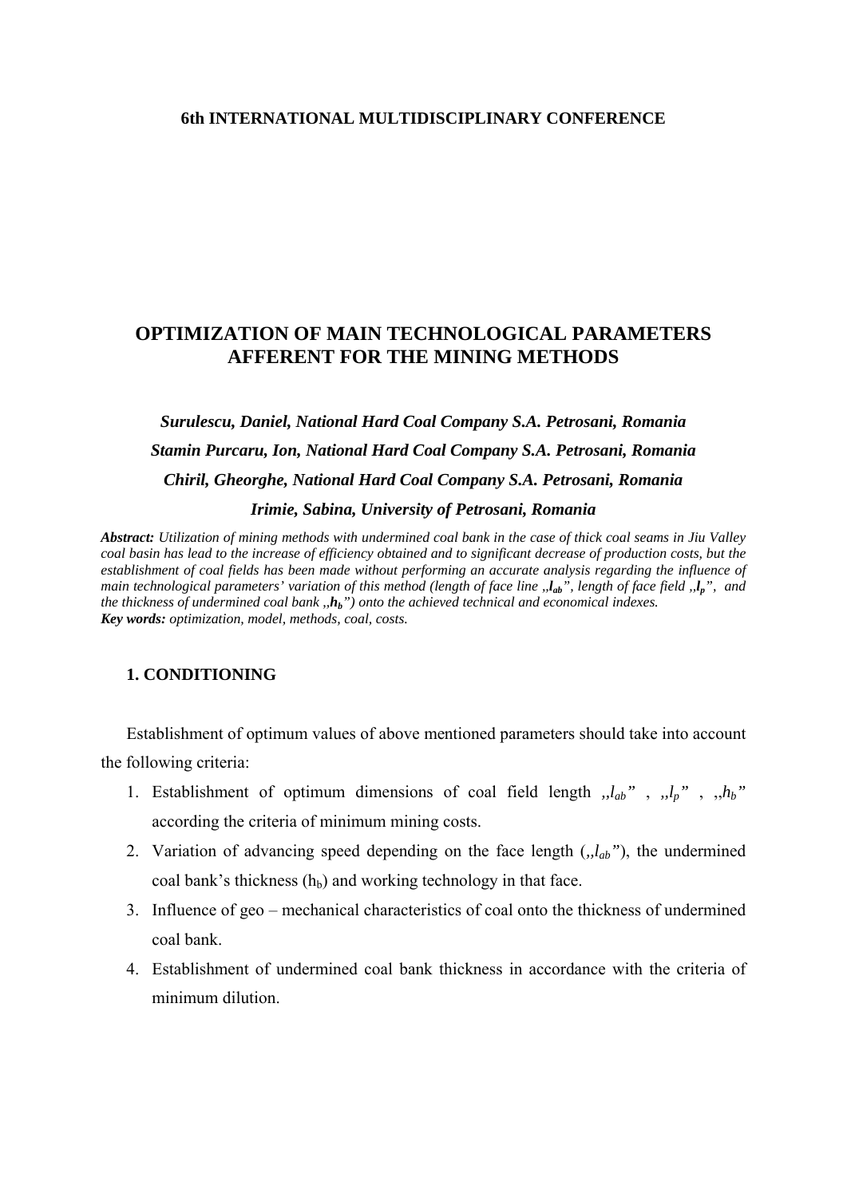**6th INTERNATIONAL MULTIDISCIPLINARY CONFERENCE**

# OPTIMIZATION OF MAIN TECHNOLOGICAL PARAMETERS AFFERENT FOR THE MINING METHODS

***Surulescu, Daniel, National Hard Coal Company S.A. Petrosani, Romania***

***Stamin Purcaru, Ion, National Hard Coal Company S.A. Petrosani, Romania***

***Chiril, Gheorghe, National Hard Coal Company S.A. Petrosani, Romania***

***Irimie, Sabina, University of Petrosani, Romania***

***Abstract:*** *Utilization of mining methods with undermined coal bank in the case of thick coal seams in Jiu Valley coal basin has lead to the increase of efficiency obtained and to significant decrease of production costs, but the establishment of coal fields has been made without performing an accurate analysis regarding the influence of main technological parameters' variation of this method (length of face line ,,$l_{ab}$", length of face field ,,$l_p$", and the thickness of undermined coal bank ,,$h_b$") onto the achieved technical and economical indexes.*

***Key words:*** *optimization, model, methods, coal, costs.*

## 1. CONDITIONING

Establishment of optimum values of above mentioned parameters should take into account the following criteria:

1. Establishment of optimum dimensions of coal field length ,,$l_{ab}$" , ,,$l_p$" , ,,$h_b$" according the criteria of minimum mining costs.
2. Variation of advancing speed depending on the face length (,,$l_{ab}$"), the undermined coal bank's thickness ($h_b$) and working technology in that face.
3. Influence of geo – mechanical characteristics of coal onto the thickness of undermined coal bank.
4. Establishment of undermined coal bank thickness in accordance with the criteria of minimum dilution.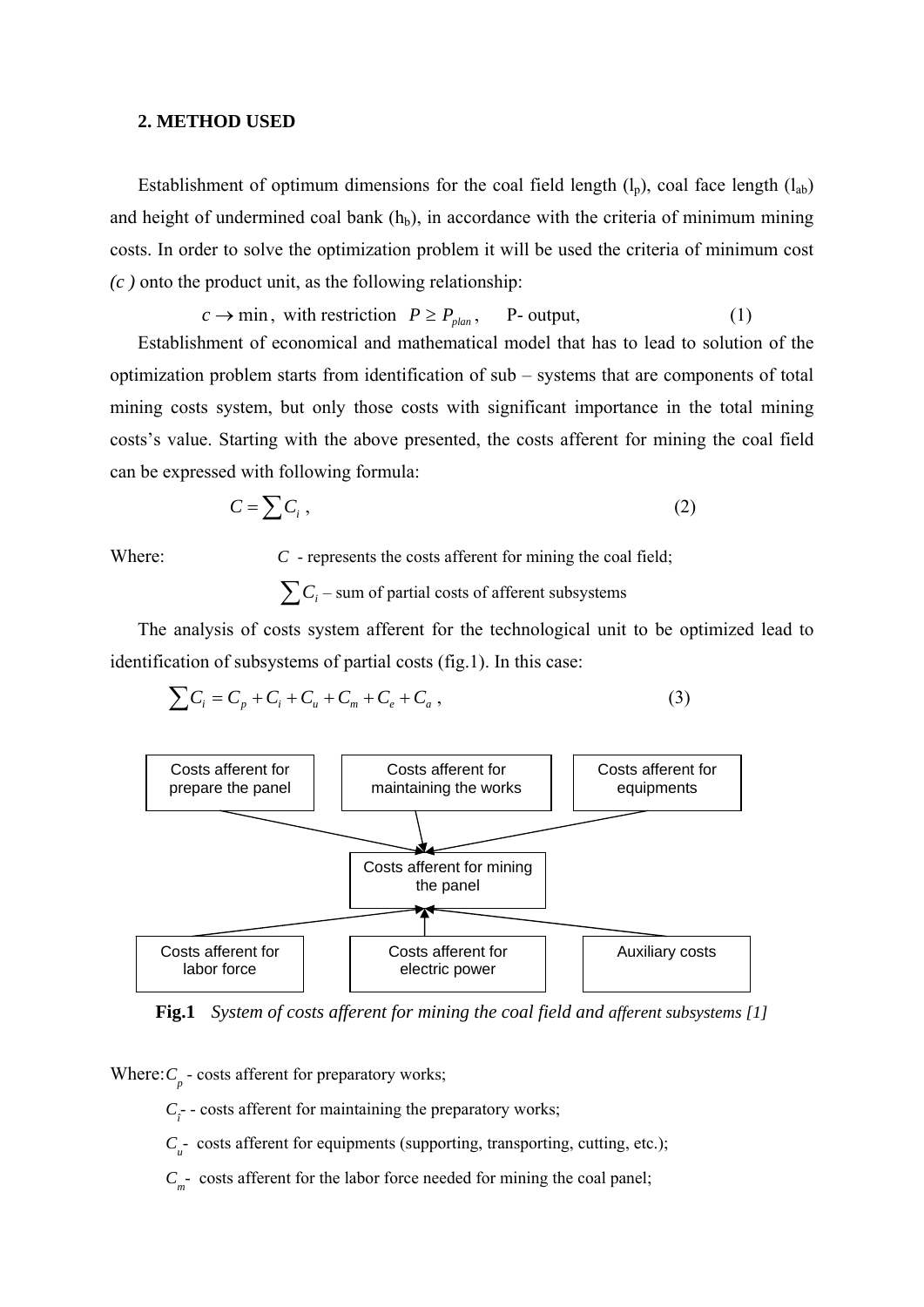## 2. METHOD USED

Establishment of optimum dimensions for the coal field length ($l_p$), coal face length ($l_{ab}$) and height of undermined coal bank ($h_b$), in accordance with the criteria of minimum mining costs. In order to solve the optimization problem it will be used the criteria of minimum cost *(c )* onto the product unit, as the following relationship:

$$c \to \min, \text{ with restriction } P \geq P_{plan}, \quad \text{P- output,} \tag{1}$$

Establishment of economical and mathematical model that has to lead to solution of the optimization problem starts from identification of sub – systems that are components of total mining costs system, but only those costs with significant importance in the total mining costs's value. Starting with the above presented, the costs afferent for mining the coal field can be expressed with following formula:

$$C = \sum C_i , \tag{2}$$

Where: $C$ - represents the costs afferent for mining the coal field;

$\sum C_i$ – sum of partial costs of afferent subsystems

The analysis of costs system afferent for the technological unit to be optimized lead to identification of subsystems of partial costs (fig.1). In this case:

$$\sum C_i = C_p + C_i + C_u + C_m + C_e + C_a , \tag{3}$$

Costs afferent for prepare the panel

Costs afferent for maintaining the works

Costs afferent for equipments

Costs afferent for mining the panel

Costs afferent for labor force

Costs afferent for electric power

Auxiliary costs

**Fig.1** *System of costs afferent for mining the coal field and afferent subsystems [1]*

Where: $C_p$ - costs afferent for preparatory works;

$C_i$ - costs afferent for maintaining the preparatory works;

$C_u$ - costs afferent for equipments (supporting, transporting, cutting, etc.);

$C_m$ - costs afferent for the labor force needed for mining the coal panel;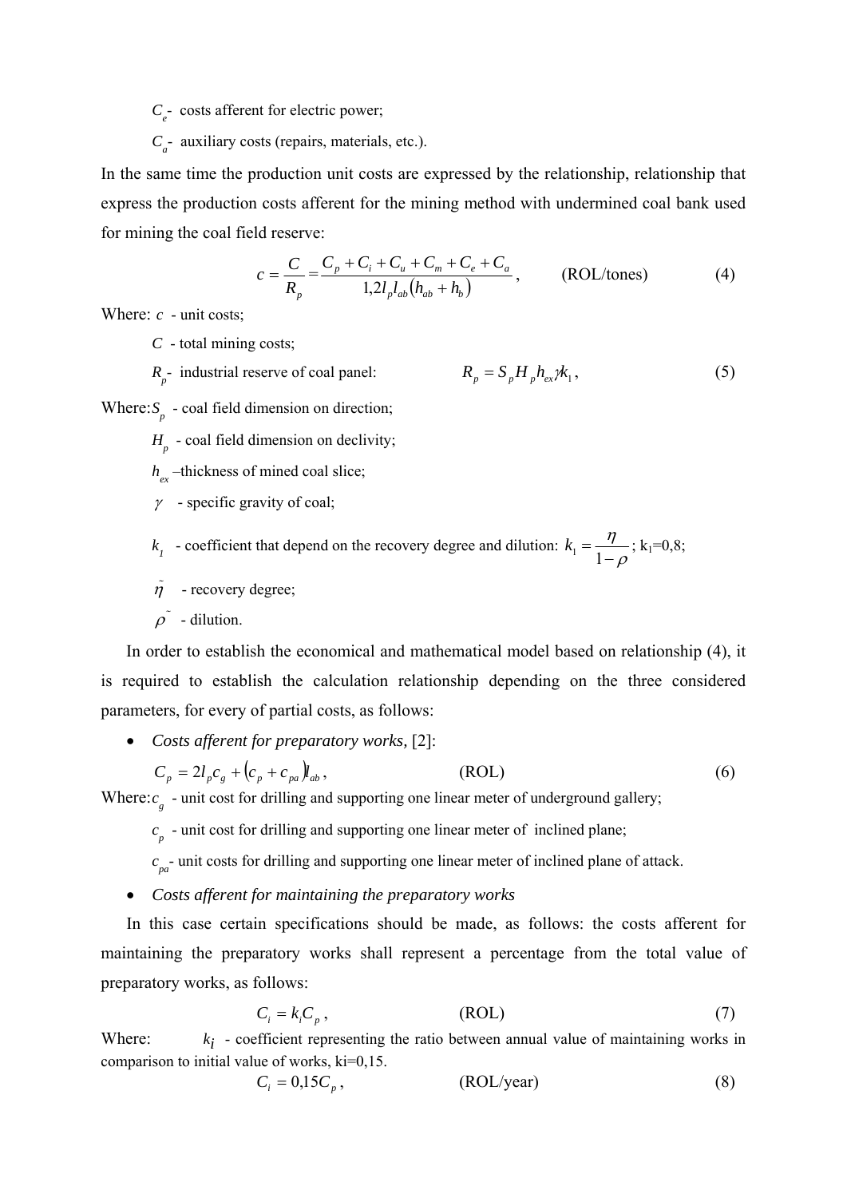$C_e$ - costs afferent for electric power;

$C_a$ - auxiliary costs (repairs, materials, etc.).

In the same time the production unit costs are expressed by the relationship, relationship that express the production costs afferent for the mining method with undermined coal bank used for mining the coal field reserve:

$$c = \frac{C}{R_p} = \frac{C_p + C_i + C_u + C_m + C_e + C_a}{1{,}2 l_p l_{ab} \left(h_{ab} + h_b\right)}, \qquad \text{(ROL/tones)} \qquad (4)$$

Where: $c$ - unit costs;

$C$ - total mining costs;

$R_p$ - industrial reserve of coal panel: $$R_p = S_p H_p h_{ex} \gamma k_1, \qquad (5)$$

Where: $S_p$ - coal field dimension on direction;

$H_p$ - coal field dimension on declivity;

$h_{ex}$ –thickness of mined coal slice;

$\gamma$ - specific gravity of coal;

$k_1$ - coefficient that depend on the recovery degree and dilution: $k_1 = \dfrac{\eta}{1-\rho}$; $k_1$=0,8;

$\tilde{\eta}$ - recovery degree;

$\tilde{\rho}$ - dilution.

In order to establish the economical and mathematical model based on relationship (4), it is required to establish the calculation relationship depending on the three considered parameters, for every of partial costs, as follows:

- *Costs afferent for preparatory works,* [2]:

$$C_p = 2 l_p c_g + \left(c_p + c_{pa}\right) l_{ab}, \qquad \text{(ROL)} \qquad (6)$$

Where: $c_g$ - unit cost for drilling and supporting one linear meter of underground gallery;

$c_p$ - unit cost for drilling and supporting one linear meter of inclined plane;

$c_{pa}$ - unit costs for drilling and supporting one linear meter of inclined plane of attack.

- *Costs afferent for maintaining the preparatory works*

In this case certain specifications should be made, as follows: the costs afferent for maintaining the preparatory works shall represent a percentage from the total value of preparatory works, as follows:

$$C_i = k_i C_p, \qquad \text{(ROL)} \qquad (7)$$

Where: $k_i$ - coefficient representing the ratio between annual value of maintaining works in comparison to initial value of works, ki=0,15.

$$C_i = 0{,}15 C_p, \qquad \text{(ROL/year)} \qquad (8)$$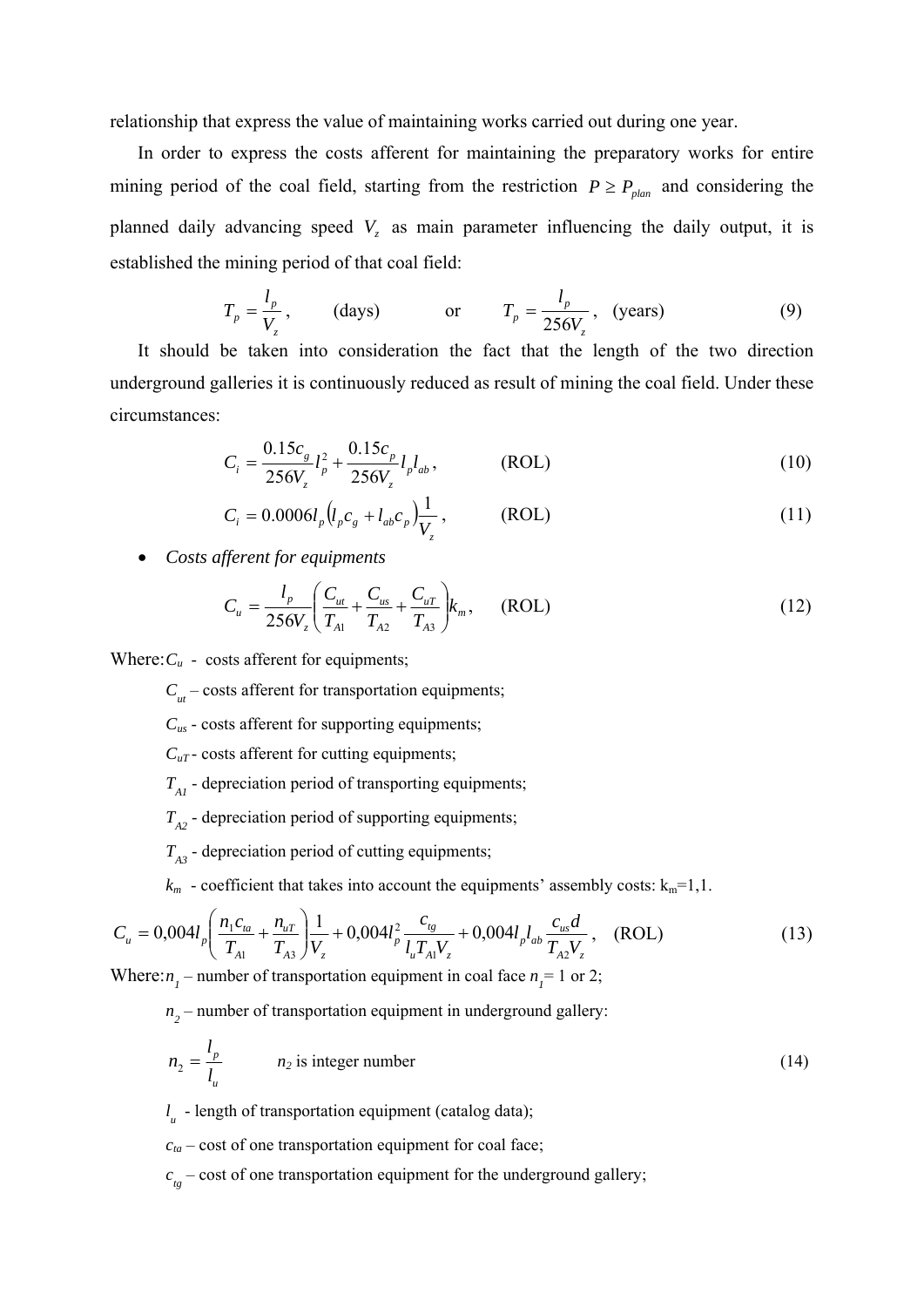relationship that express the value of maintaining works carried out during one year.

In order to express the costs afferent for maintaining the preparatory works for entire mining period of the coal field, starting from the restriction $P \geq P_{plan}$ and considering the planned daily advancing speed $V_z$ as main parameter influencing the daily output, it is established the mining period of that coal field:

$$T_p = \frac{l_p}{V_z}, \quad \text{(days)} \qquad \text{or} \qquad T_p = \frac{l_p}{256V_z}, \quad \text{(years)} \tag{9}$$

It should be taken into consideration the fact that the length of the two direction underground galleries it is continuously reduced as result of mining the coal field. Under these circumstances:

$$C_i = \frac{0.15c_g}{256V_z} l_p^2 + \frac{0.15c_p}{256V_z} l_p l_{ab}, \quad \text{(ROL)} \tag{10}$$

$$C_i = 0.0006 l_p \left( l_p c_g + l_{ab} c_p \right) \frac{1}{V_z}, \quad \text{(ROL)} \tag{11}$$

- *Costs afferent for equipments*

$$C_u = \frac{l_p}{256V_z} \left( \frac{C_{ut}}{T_{A1}} + \frac{C_{us}}{T_{A2}} + \frac{C_{uT}}{T_{A3}} \right) k_m, \quad \text{(ROL)} \tag{12}$$

Where: $C_u$ - costs afferent for equipments;

$C_{ut}$ – costs afferent for transportation equipments;

$C_{us}$ - costs afferent for supporting equipments;

$C_{uT}$ - costs afferent for cutting equipments;

$T_{A1}$ - depreciation period of transporting equipments;

$T_{A2}$ - depreciation period of supporting equipments;

$T_{A3}$ - depreciation period of cutting equipments;

$k_m$ - coefficient that takes into account the equipments' assembly costs: $k_m$=1,1.

$$C_u = 0{,}004 l_p \left( \frac{n_1 c_{ta}}{T_{A1}} + \frac{n_{uT}}{T_{A3}} \right) \frac{1}{V_z} + 0{,}004 l_p^2 \frac{c_{tg}}{l_u T_{A1} V_z} + 0{,}004 l_p l_{ab} \frac{c_{us} d}{T_{A2} V_z}, \quad \text{(ROL)} \tag{13}$$

Where: $n_1$ – number of transportation equipment in coal face $n_1$= 1 or 2;

$n_2$ – number of transportation equipment in underground gallery:

$$n_2 = \frac{l_p}{l_u} \qquad n_2 \text{ is integer number} \tag{14}$$

$l_u$ - length of transportation equipment (catalog data);

$c_{ta}$ – cost of one transportation equipment for coal face;

$c_{tg}$ – cost of one transportation equipment for the underground gallery;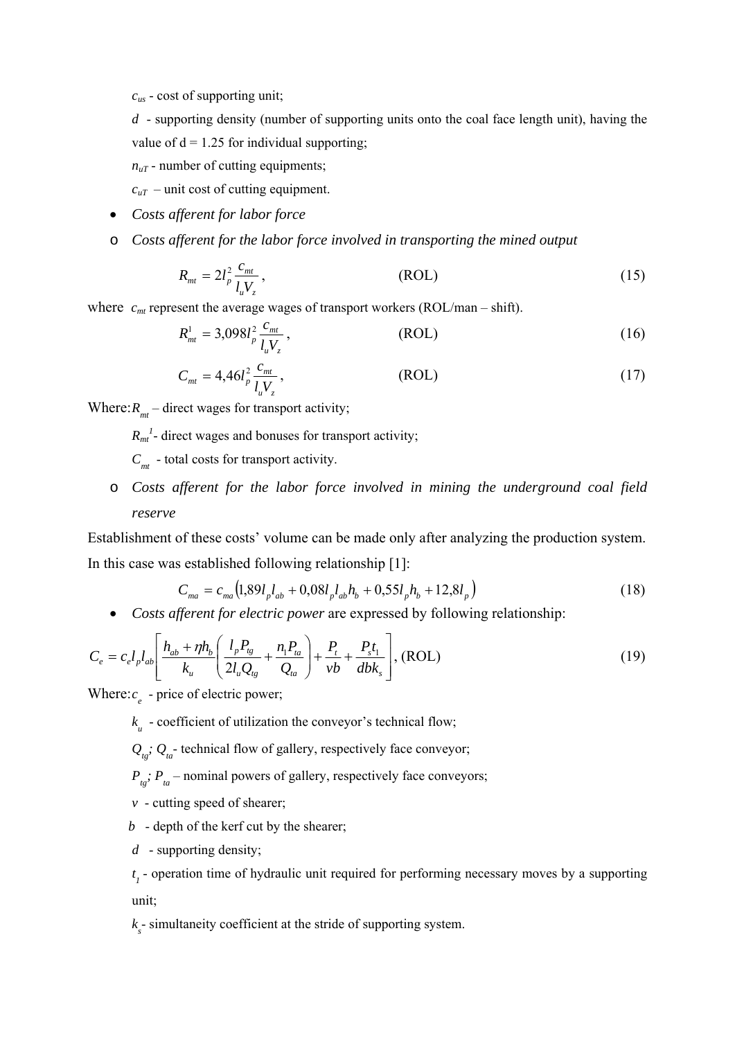$c_{us}$ - cost of supporting unit;

$d$ - supporting density (number of supporting units onto the coal face length unit), having the value of d = 1.25 for individual supporting;

$n_{uT}$ - number of cutting equipments;

$c_{uT}$ – unit cost of cutting equipment.

- *Costs afferent for labor force*
  - *Costs afferent for the labor force involved in transporting the mined output*

$$R_{mt} = 2l_p^2 \frac{c_{mt}}{l_u V_z}, \quad \text{(ROL)} \tag{15}$$

where $c_{mt}$ represent the average wages of transport workers (ROL/man – shift).

$$R_{mt}^1 = 3{,}098 l_p^2 \frac{c_{mt}}{l_u V_z}, \quad \text{(ROL)} \tag{16}$$

$$C_{mt} = 4{,}46 l_p^2 \frac{c_{mt}}{l_u V_z}, \quad \text{(ROL)} \tag{17}$$

Where: $R_{mt}$ – direct wages for transport activity;

$R_{mt}^1$ - direct wages and bonuses for transport activity;

$C_{mt}$ - total costs for transport activity.

  - *Costs afferent for the labor force involved in mining the underground coal field reserve*

Establishment of these costs' volume can be made only after analyzing the production system. In this case was established following relationship [1]:

$$C_{ma} = c_{ma}\left(1{,}89 l_p l_{ab} + 0{,}08 l_p l_{ab} h_b + 0{,}55 l_p h_b + 12{,}8 l_p\right) \tag{18}$$

- *Costs afferent for electric power* are expressed by following relationship:

$$C_e = c_e l_p l_{ab}\left[\frac{h_{ab} + \eta h_b}{k_u}\left(\frac{l_p P_{tg}}{2 l_u Q_{tg}} + \frac{n_1 P_{ta}}{Q_{ta}}\right) + \frac{P_t}{vb} + \frac{P_s t_1}{dbk_s}\right], \text{(ROL)} \tag{19}$$

Where: $c_e$ - price of electric power;

$k_u$ - coefficient of utilization the conveyor's technical flow;

$Q_{tg}$; $Q_{ta}$ - technical flow of gallery, respectively face conveyor;

$P_{tg}$; $P_{ta}$ – nominal powers of gallery, respectively face conveyors;

$v$ - cutting speed of shearer;

$b$ - depth of the kerf cut by the shearer;

$d$ - supporting density;

$t_1$ - operation time of hydraulic unit required for performing necessary moves by a supporting unit;

$k_s$ - simultaneity coefficient at the stride of supporting system.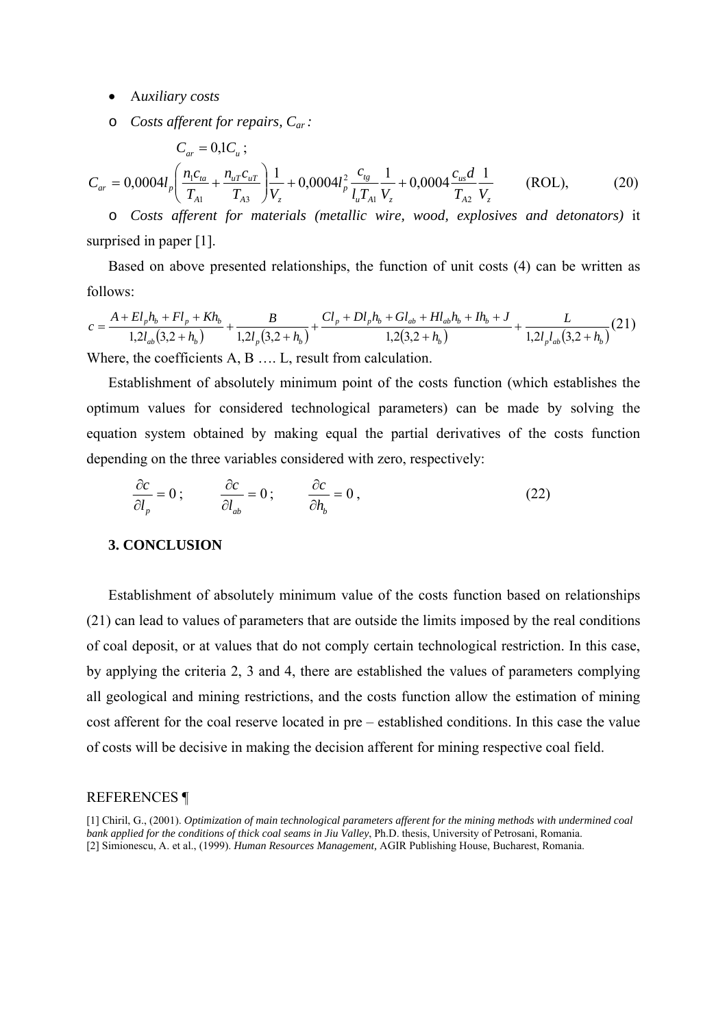- *Auxiliary costs*
  - *Costs afferent for repairs, $C_{ar}$ :*

$$C_{ar} = 0{,}1C_u \; ;$$

$$C_{ar} = 0{,}0004 l_p \left( \frac{n_1 c_{ta}}{T_{A1}} + \frac{n_{uT} c_{uT}}{T_{A3}} \right) \frac{1}{V_z} + 0{,}0004 l_p^2 \frac{c_{tg}}{l_u T_{A1}} \frac{1}{V_z} + 0{,}0004 \frac{c_{us} d}{T_{A2}} \frac{1}{V_z} \qquad \text{(ROL)}, \qquad (20)$$

  - *Costs afferent for materials (metallic wire, wood, explosives and detonators)* it surprised in paper [1].

Based on above presented relationships, the function of unit costs (4) can be written as follows:

$$c = \frac{A + E l_p h_b + F l_p + K h_b}{1{,}2 l_{ab}(3{,}2 + h_b)} + \frac{B}{1{,}2 l_p (3{,}2 + h_b)} + \frac{C l_p + D l_p h_b + G l_{ab} + H l_{ab} h_b + I h_b + J}{1{,}2(3{,}2 + h_b)} + \frac{L}{1{,}2 l_p l_{ab}(3{,}2 + h_b)} \qquad (21)$$

Where, the coefficients A, B …. L, result from calculation.

Establishment of absolutely minimum point of the costs function (which establishes the optimum values for considered technological parameters) can be made by solving the equation system obtained by making equal the partial derivatives of the costs function depending on the three variables considered with zero, respectively:

$$\frac{\partial c}{\partial l_p} = 0 \; ; \qquad \frac{\partial c}{\partial l_{ab}} = 0 \; ; \qquad \frac{\partial c}{\partial h_b} = 0 \; , \qquad (22)$$

## 3. CONCLUSION

Establishment of absolutely minimum value of the costs function based on relationships (21) can lead to values of parameters that are outside the limits imposed by the real conditions of coal deposit, or at values that do not comply certain technological restriction. In this case, by applying the criteria 2, 3 and 4, there are established the values of parameters complying all geological and mining restrictions, and the costs function allow the estimation of mining cost afferent for the coal reserve located in pre – established conditions. In this case the value of costs will be decisive in making the decision afferent for mining respective coal field.

## REFERENCES ¶

[1] Chiril, G., (2001). *Optimization of main technological parameters afferent for the mining methods with undermined coal bank applied for the conditions of thick coal seams in Jiu Valley*, Ph.D. thesis, University of Petrosani, Romania.
[2] Simionescu, A. et al., (1999). *Human Resources Management,* AGIR Publishing House, Bucharest, Romania.